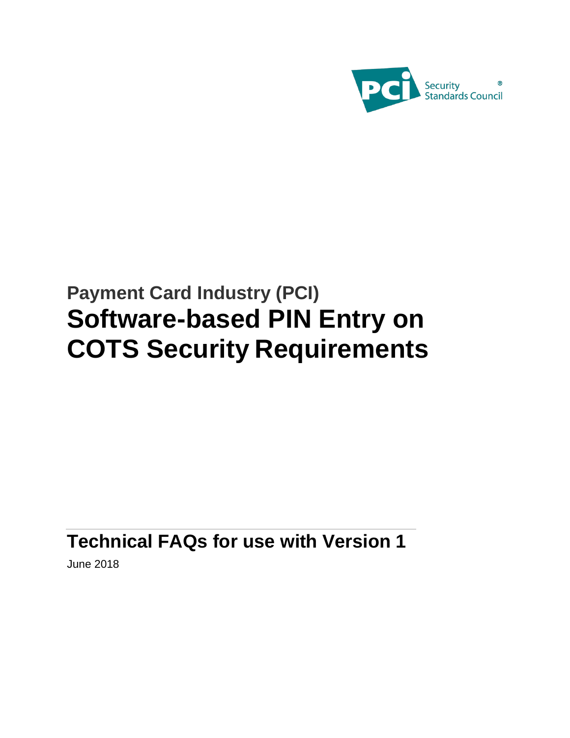PCI Security Standards Council®

## Payment Card Industry (PCI)

# Software-based PIN Entry on COTS Security Requirements

## Technical FAQs for use with Version 1

June 2018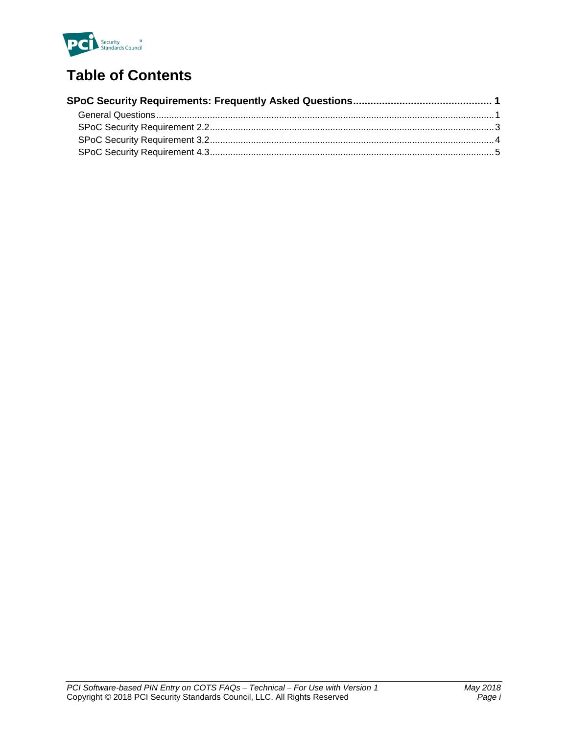# Table of Contents

**SPoC Security Requirements: Frequently Asked Questions ............................................... 1**

- General Questions ................................................................................................................... 1
- SPoC Security Requirement 2.2 ............................................................................................. 3
- SPoC Security Requirement 3.2 ............................................................................................. 4
- SPoC Security Requirement 4.3 ............................................................................................. 5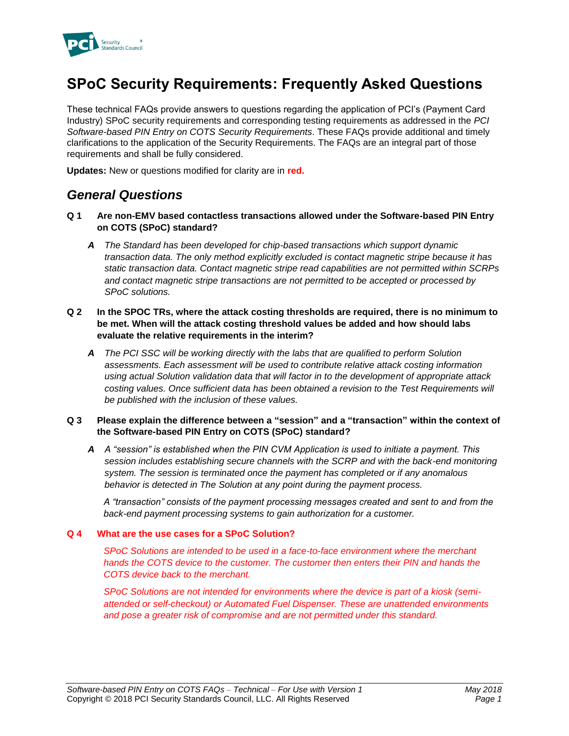# SPoC Security Requirements: Frequently Asked Questions

These technical FAQs provide answers to questions regarding the application of PCI's (Payment Card Industry) SPoC security requirements and corresponding testing requirements as addressed in the *PCI Software-based PIN Entry on COTS Security Requirements*. These FAQs provide additional and timely clarifications to the application of the Security Requirements. The FAQs are an integral part of those requirements and shall be fully considered.

**Updates:** New or questions modified for clarity are in **red.**

## *General Questions*

**Q 1 Are non-EMV based contactless transactions allowed under the Software-based PIN Entry on COTS (SPoC) standard?**

> **A** *The Standard has been developed for chip-based transactions which support dynamic transaction data. The only method explicitly excluded is contact magnetic stripe because it has static transaction data. Contact magnetic stripe read capabilities are not permitted within SCRPs and contact magnetic stripe transactions are not permitted to be accepted or processed by SPoC solutions.*

**Q 2 In the SPOC TRs, where the attack costing thresholds are required, there is no minimum to be met. When will the attack costing threshold values be added and how should labs evaluate the relative requirements in the interim?**

> **A** *The PCI SSC will be working directly with the labs that are qualified to perform Solution assessments. Each assessment will be used to contribute relative attack costing information using actual Solution validation data that will factor in to the development of appropriate attack costing values. Once sufficient data has been obtained a revision to the Test Requirements will be published with the inclusion of these values.*

**Q 3 Please explain the difference between a "session" and a "transaction" within the context of the Software-based PIN Entry on COTS (SPoC) standard?**

> **A** *A "session" is established when the PIN CVM Application is used to initiate a payment. This session includes establishing secure channels with the SCRP and with the back-end monitoring system. The session is terminated once the payment has completed or if any anomalous behavior is detected in The Solution at any point during the payment process.*
>
> *A "transaction" consists of the payment processing messages created and sent to and from the back-end payment processing systems to gain authorization for a customer.*

**Q 4 What are the use cases for a SPoC Solution?**

> *SPoC Solutions are intended to be used in a face-to-face environment where the merchant hands the COTS device to the customer. The customer then enters their PIN and hands the COTS device back to the merchant.*
>
> *SPoC Solutions are not intended for environments where the device is part of a kiosk (semi-attended or self-checkout) or Automated Fuel Dispenser. These are unattended environments and pose a greater risk of compromise and are not permitted under this standard.*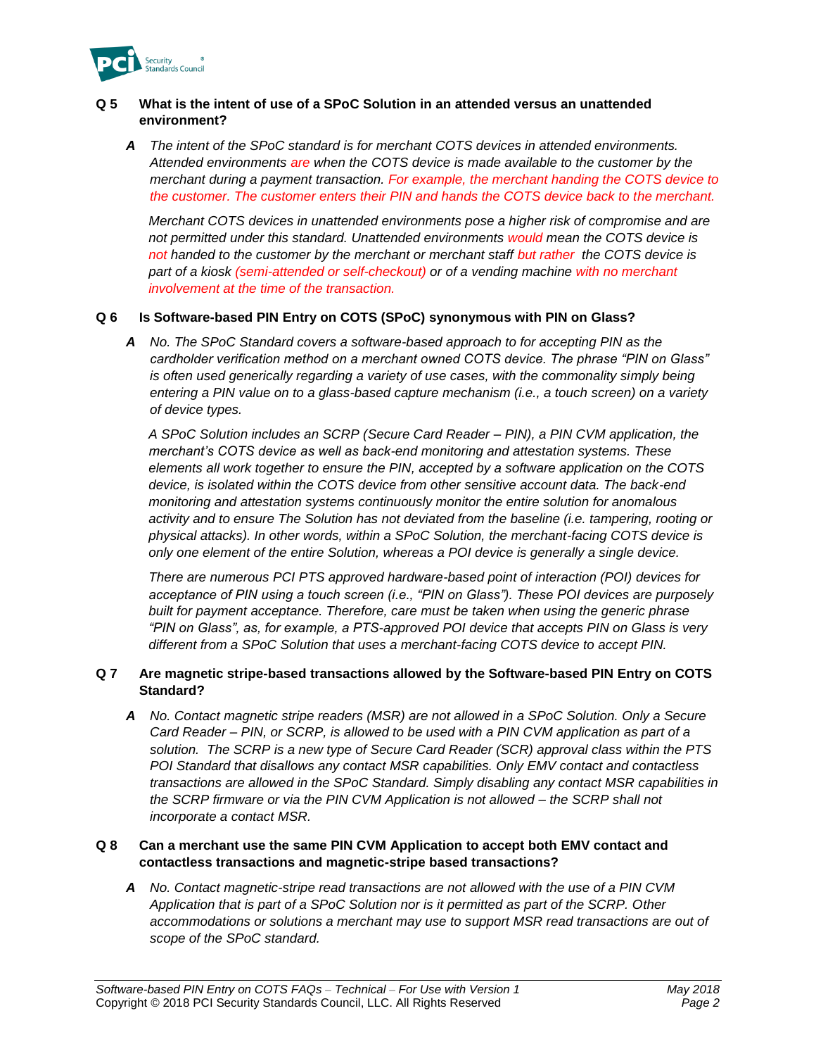**Q 5 What is the intent of use of a SPoC Solution in an attended versus an unattended environment?**

> ***A*** *The intent of the SPoC standard is for merchant COTS devices in attended environments. Attended environments are when the COTS device is made available to the customer by the merchant during a payment transaction. For example, the merchant handing the COTS device to the customer. The customer enters their PIN and hands the COTS device back to the merchant.*
>
> *Merchant COTS devices in unattended environments pose a higher risk of compromise and are not permitted under this standard. Unattended environments would mean the COTS device is not handed to the customer by the merchant or merchant staff but rather the COTS device is part of a kiosk (semi-attended or self-checkout) or of a vending machine with no merchant involvement at the time of the transaction.*

**Q 6 Is Software-based PIN Entry on COTS (SPoC) synonymous with PIN on Glass?**

> ***A*** *No. The SPoC Standard covers a software-based approach to for accepting PIN as the cardholder verification method on a merchant owned COTS device. The phrase "PIN on Glass" is often used generically regarding a variety of use cases, with the commonality simply being entering a PIN value on to a glass-based capture mechanism (i.e., a touch screen) on a variety of device types.*
>
> *A SPoC Solution includes an SCRP (Secure Card Reader – PIN), a PIN CVM application, the merchant's COTS device as well as back-end monitoring and attestation systems. These elements all work together to ensure the PIN, accepted by a software application on the COTS device, is isolated within the COTS device from other sensitive account data. The back-end monitoring and attestation systems continuously monitor the entire solution for anomalous activity and to ensure The Solution has not deviated from the baseline (i.e. tampering, rooting or physical attacks). In other words, within a SPoC Solution, the merchant-facing COTS device is only one element of the entire Solution, whereas a POI device is generally a single device.*
>
> *There are numerous PCI PTS approved hardware-based point of interaction (POI) devices for acceptance of PIN using a touch screen (i.e., "PIN on Glass"). These POI devices are purposely built for payment acceptance. Therefore, care must be taken when using the generic phrase "PIN on Glass", as, for example, a PTS-approved POI device that accepts PIN on Glass is very different from a SPoC Solution that uses a merchant-facing COTS device to accept PIN.*

**Q 7 Are magnetic stripe-based transactions allowed by the Software-based PIN Entry on COTS Standard?**

> ***A*** *No. Contact magnetic stripe readers (MSR) are not allowed in a SPoC Solution. Only a Secure Card Reader – PIN, or SCRP, is allowed to be used with a PIN CVM application as part of a solution. The SCRP is a new type of Secure Card Reader (SCR) approval class within the PTS POI Standard that disallows any contact MSR capabilities. Only EMV contact and contactless transactions are allowed in the SPoC Standard. Simply disabling any contact MSR capabilities in the SCRP firmware or via the PIN CVM Application is not allowed – the SCRP shall not incorporate a contact MSR.*

**Q 8 Can a merchant use the same PIN CVM Application to accept both EMV contact and contactless transactions and magnetic-stripe based transactions?**

> ***A*** *No. Contact magnetic-stripe read transactions are not allowed with the use of a PIN CVM Application that is part of a SPoC Solution nor is it permitted as part of the SCRP. Other accommodations or solutions a merchant may use to support MSR read transactions are out of scope of the SPoC standard.*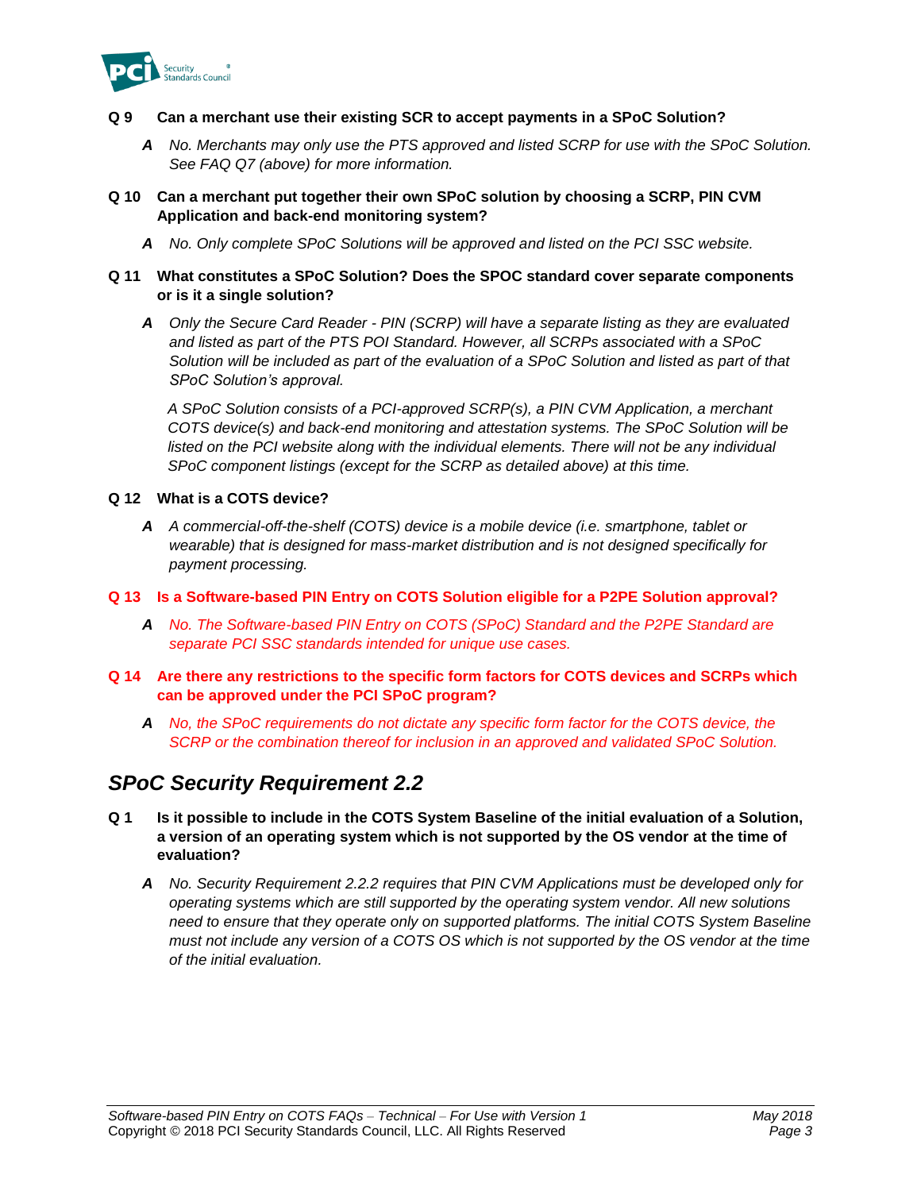**Q 9 Can a merchant use their existing SCR to accept payments in a SPoC Solution?**

> ***A*** *No. Merchants may only use the PTS approved and listed SCRP for use with the SPoC Solution. See FAQ Q7 (above) for more information.*

**Q 10 Can a merchant put together their own SPoC solution by choosing a SCRP, PIN CVM Application and back-end monitoring system?**

> ***A*** *No. Only complete SPoC Solutions will be approved and listed on the PCI SSC website.*

**Q 11 What constitutes a SPoC Solution? Does the SPOC standard cover separate components or is it a single solution?**

> ***A*** *Only the Secure Card Reader - PIN (SCRP) will have a separate listing as they are evaluated and listed as part of the PTS POI Standard. However, all SCRPs associated with a SPoC Solution will be included as part of the evaluation of a SPoC Solution and listed as part of that SPoC Solution's approval.*
>
> *A SPoC Solution consists of a PCI-approved SCRP(s), a PIN CVM Application, a merchant COTS device(s) and back-end monitoring and attestation systems. The SPoC Solution will be listed on the PCI website along with the individual elements. There will not be any individual SPoC component listings (except for the SCRP as detailed above) at this time.*

**Q 12 What is a COTS device?**

> ***A*** *A commercial-off-the-shelf (COTS) device is a mobile device (i.e. smartphone, tablet or wearable) that is designed for mass-market distribution and is not designed specifically for payment processing.*

**Q 13 Is a Software-based PIN Entry on COTS Solution eligible for a P2PE Solution approval?**

> ***A*** *No. The Software-based PIN Entry on COTS (SPoC) Standard and the P2PE Standard are separate PCI SSC standards intended for unique use cases.*

**Q 14 Are there any restrictions to the specific form factors for COTS devices and SCRPs which can be approved under the PCI SPoC program?**

> ***A*** *No, the SPoC requirements do not dictate any specific form factor for the COTS device, the SCRP or the combination thereof for inclusion in an approved and validated SPoC Solution.*

## *SPoC Security Requirement 2.2*

**Q 1 Is it possible to include in the COTS System Baseline of the initial evaluation of a Solution, a version of an operating system which is not supported by the OS vendor at the time of evaluation?**

> ***A*** *No. Security Requirement 2.2.2 requires that PIN CVM Applications must be developed only for operating systems which are still supported by the operating system vendor. All new solutions need to ensure that they operate only on supported platforms. The initial COTS System Baseline must not include any version of a COTS OS which is not supported by the OS vendor at the time of the initial evaluation.*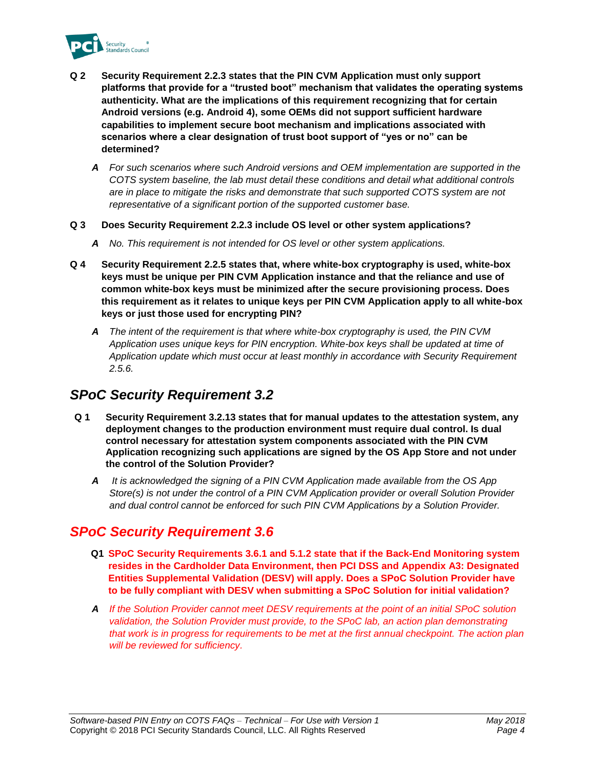**Q 2 Security Requirement 2.2.3 states that the PIN CVM Application must only support platforms that provide for a "trusted boot" mechanism that validates the operating systems authenticity. What are the implications of this requirement recognizing that for certain Android versions (e.g. Android 4), some OEMs did not support sufficient hardware capabilities to implement secure boot mechanism and implications associated with scenarios where a clear designation of trust boot support of "yes or no" can be determined?**

***A*** *For such scenarios where such Android versions and OEM implementation are supported in the COTS system baseline, the lab must detail these conditions and detail what additional controls are in place to mitigate the risks and demonstrate that such supported COTS system are not representative of a significant portion of the supported customer base.*

**Q 3 Does Security Requirement 2.2.3 include OS level or other system applications?**

***A*** *No. This requirement is not intended for OS level or other system applications.*

**Q 4 Security Requirement 2.2.5 states that, where white-box cryptography is used, white-box keys must be unique per PIN CVM Application instance and that the reliance and use of common white-box keys must be minimized after the secure provisioning process. Does this requirement as it relates to unique keys per PIN CVM Application apply to all white-box keys or just those used for encrypting PIN?**

***A*** *The intent of the requirement is that where white-box cryptography is used, the PIN CVM Application uses unique keys for PIN encryption. White-box keys shall be updated at time of Application update which must occur at least monthly in accordance with Security Requirement 2.5.6.*

## *SPoC Security Requirement 3.2*

**Q 1 Security Requirement 3.2.13 states that for manual updates to the attestation system, any deployment changes to the production environment must require dual control. Is dual control necessary for attestation system components associated with the PIN CVM Application recognizing such applications are signed by the OS App Store and not under the control of the Solution Provider?**

***A*** *It is acknowledged the signing of a PIN CVM Application made available from the OS App Store(s) is not under the control of a PIN CVM Application provider or overall Solution Provider and dual control cannot be enforced for such PIN CVM Applications by a Solution Provider.*

## *SPoC Security Requirement 3.6*

**Q1 SPoC Security Requirements 3.6.1 and 5.1.2 state that if the Back-End Monitoring system resides in the Cardholder Data Environment, then PCI DSS and Appendix A3: Designated Entities Supplemental Validation (DESV) will apply. Does a SPoC Solution Provider have to be fully compliant with DESV when submitting a SPoC Solution for initial validation?**

***A*** *If the Solution Provider cannot meet DESV requirements at the point of an initial SPoC solution validation, the Solution Provider must provide, to the SPoC lab, an action plan demonstrating that work is in progress for requirements to be met at the first annual checkpoint. The action plan will be reviewed for sufficiency.*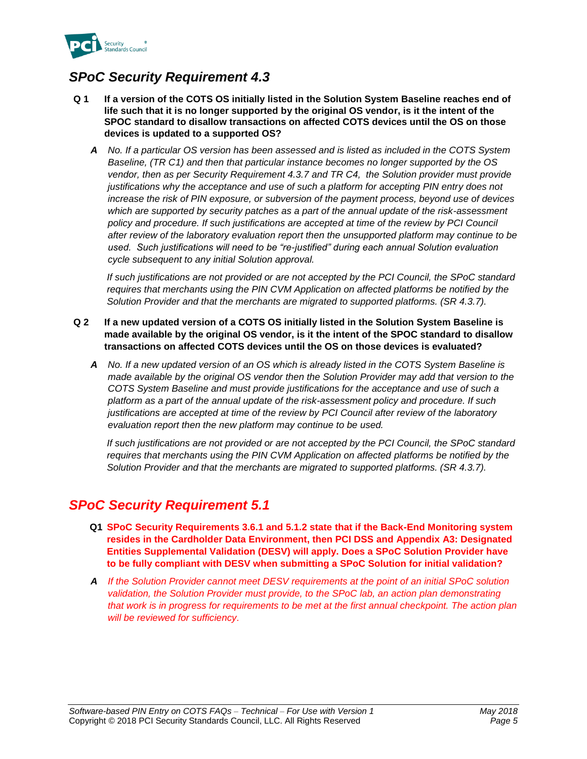## *SPoC Security Requirement 4.3*

**Q 1 If a version of the COTS OS initially listed in the Solution System Baseline reaches end of life such that it is no longer supported by the original OS vendor, is it the intent of the SPOC standard to disallow transactions on affected COTS devices until the OS on those devices is updated to a supported OS?**

***A*** *No. If a particular OS version has been assessed and is listed as included in the COTS System Baseline, (TR C1) and then that particular instance becomes no longer supported by the OS vendor, then as per Security Requirement 4.3.7 and TR C4, the Solution provider must provide justifications why the acceptance and use of such a platform for accepting PIN entry does not increase the risk of PIN exposure, or subversion of the payment process, beyond use of devices which are supported by security patches as a part of the annual update of the risk-assessment policy and procedure. If such justifications are accepted at time of the review by PCI Council after review of the laboratory evaluation report then the unsupported platform may continue to be used. Such justifications will need to be "re-justified" during each annual Solution evaluation cycle subsequent to any initial Solution approval.*

*If such justifications are not provided or are not accepted by the PCI Council, the SPoC standard requires that merchants using the PIN CVM Application on affected platforms be notified by the Solution Provider and that the merchants are migrated to supported platforms. (SR 4.3.7).*

**Q 2 If a new updated version of a COTS OS initially listed in the Solution System Baseline is made available by the original OS vendor, is it the intent of the SPOC standard to disallow transactions on affected COTS devices until the OS on those devices is evaluated?**

***A*** *No. If a new updated version of an OS which is already listed in the COTS System Baseline is made available by the original OS vendor then the Solution Provider may add that version to the COTS System Baseline and must provide justifications for the acceptance and use of such a platform as a part of the annual update of the risk-assessment policy and procedure. If such justifications are accepted at time of the review by PCI Council after review of the laboratory evaluation report then the new platform may continue to be used.*

*If such justifications are not provided or are not accepted by the PCI Council, the SPoC standard requires that merchants using the PIN CVM Application on affected platforms be notified by the Solution Provider and that the merchants are migrated to supported platforms. (SR 4.3.7).*

## *SPoC Security Requirement 5.1*

**Q1 SPoC Security Requirements 3.6.1 and 5.1.2 state that if the Back-End Monitoring system resides in the Cardholder Data Environment, then PCI DSS and Appendix A3: Designated Entities Supplemental Validation (DESV) will apply. Does a SPoC Solution Provider have to be fully compliant with DESV when submitting a SPoC Solution for initial validation?**

***A*** *If the Solution Provider cannot meet DESV requirements at the point of an initial SPoC solution validation, the Solution Provider must provide, to the SPoC lab, an action plan demonstrating that work is in progress for requirements to be met at the first annual checkpoint. The action plan will be reviewed for sufficiency.*